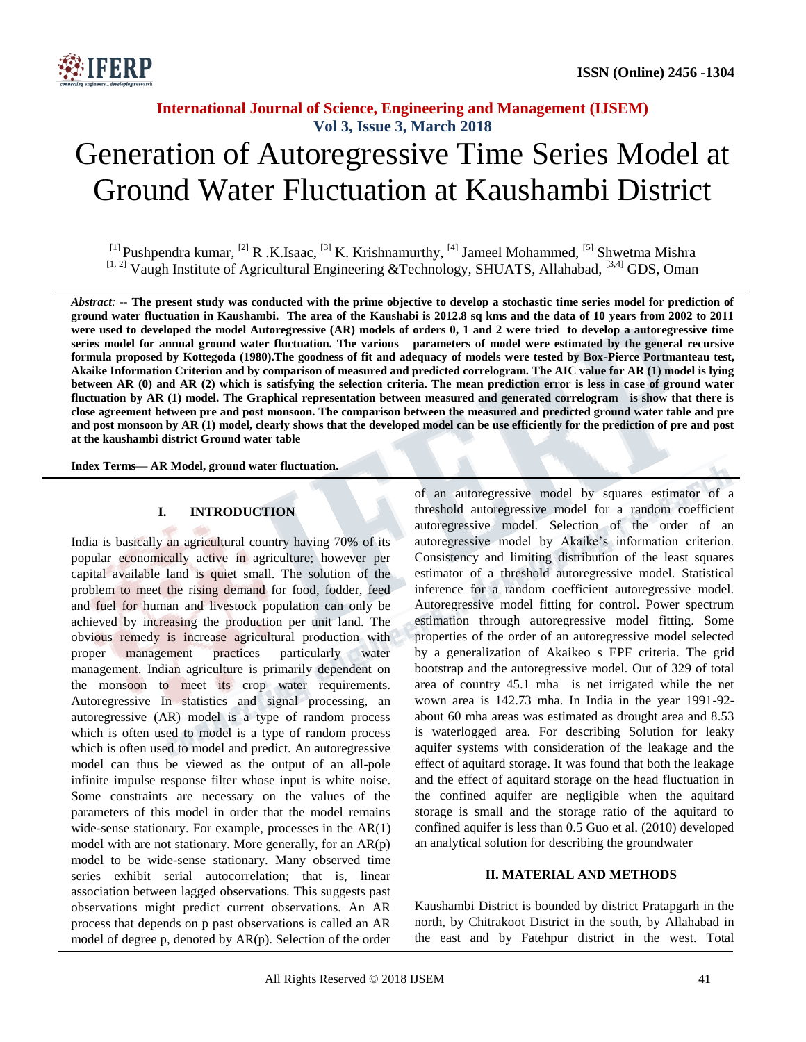# Generation of Autoregressive Time Series Model at Ground Water Fluctuation at Kaushambi District

[1] Pushpendra kumar, [2] R .K.Isaac, [3] K. Krishnamurthy, [4] Jameel Mohammed, [5] Shwetma Mishra
[1, 2] Vaugh Institute of Agricultural Engineering &Technology, SHUATS, Allahabad, [3,4] GDS, Oman

*Abstract*: -- **The present study was conducted with the prime objective to develop a stochastic time series model for prediction of ground water fluctuation in Kaushambi. The area of the Kaushabi is 2012.8 sq kms and the data of 10 years from 2002 to 2011 were used to developed the model Autoregressive (AR) models of orders 0, 1 and 2 were tried to develop a autoregressive time series model for annual ground water fluctuation. The various parameters of model were estimated by the general recursive formula proposed by Kottegoda (1980).The goodness of fit and adequacy of models were tested by Box-Pierce Portmanteau test, Akaike Information Criterion and by comparison of measured and predicted correlogram. The AIC value for AR (1) model is lying between AR (0) and AR (2) which is satisfying the selection criteria. The mean prediction error is less in case of ground water fluctuation by AR (1) model. The Graphical representation between measured and generated correlogram is show that there is close agreement between pre and post monsoon. The comparison between the measured and predicted ground water table and pre and post monsoon by AR (1) model, clearly shows that the developed model can be use efficiently for the prediction of pre and post at the kaushambi district Ground water table**

**Index Terms— AR Model, ground water fluctuation.**

## I. INTRODUCTION

India is basically an agricultural country having 70% of its popular economically active in agriculture; however per capital available land is quiet small. The solution of the problem to meet the rising demand for food, fodder, feed and fuel for human and livestock population can only be achieved by increasing the production per unit land. The obvious remedy is increase agricultural production with proper management practices particularly water management. Indian agriculture is primarily dependent on the monsoon to meet its crop water requirements. Autoregressive In statistics and signal processing, an autoregressive (AR) model is a type of random process which is often used to model is a type of random process which is often used to model and predict. An autoregressive model can thus be viewed as the output of an all-pole infinite impulse response filter whose input is white noise. Some constraints are necessary on the values of the parameters of this model in order that the model remains wide-sense stationary. For example, processes in the AR(1) model with are not stationary. More generally, for an AR(p) model to be wide-sense stationary. Many observed time series exhibit serial autocorrelation; that is, linear association between lagged observations. This suggests past observations might predict current observations. An AR process that depends on p past observations is called an AR model of degree p, denoted by AR(p). Selection of the order of an autoregressive model by squares estimator of a threshold autoregressive model for a random coefficient autoregressive model. Selection of the order of an autoregressive model by Akaike's information criterion. Consistency and limiting distribution of the least squares estimator of a threshold autoregressive model. Statistical inference for a random coefficient autoregressive model. Autoregressive model fitting for control. Power spectrum estimation through autoregressive model fitting. Some properties of the order of an autoregressive model selected by a generalization of Akaikeo s EPF criteria. The grid bootstrap and the autoregressive model. Out of 329 of total area of country 45.1 mha is net irrigated while the net wown area is 142.73 mha. In India in the year 1991-92- about 60 mha areas was estimated as drought area and 8.53 is waterlogged area. For describing Solution for leaky aquifer systems with consideration of the leakage and the effect of aquitard storage. It was found that both the leakage and the effect of aquitard storage on the head fluctuation in the confined aquifer are negligible when the aquitard storage is small and the storage ratio of the aquitard to confined aquifer is less than 0.5 Guo et al. (2010) developed an analytical solution for describing the groundwater

## II. MATERIAL AND METHODS

Kaushambi District is bounded by district Pratapgarh in the north, by Chitrakoot District in the south, by Allahabad in the east and by Fatehpur district in the west. Total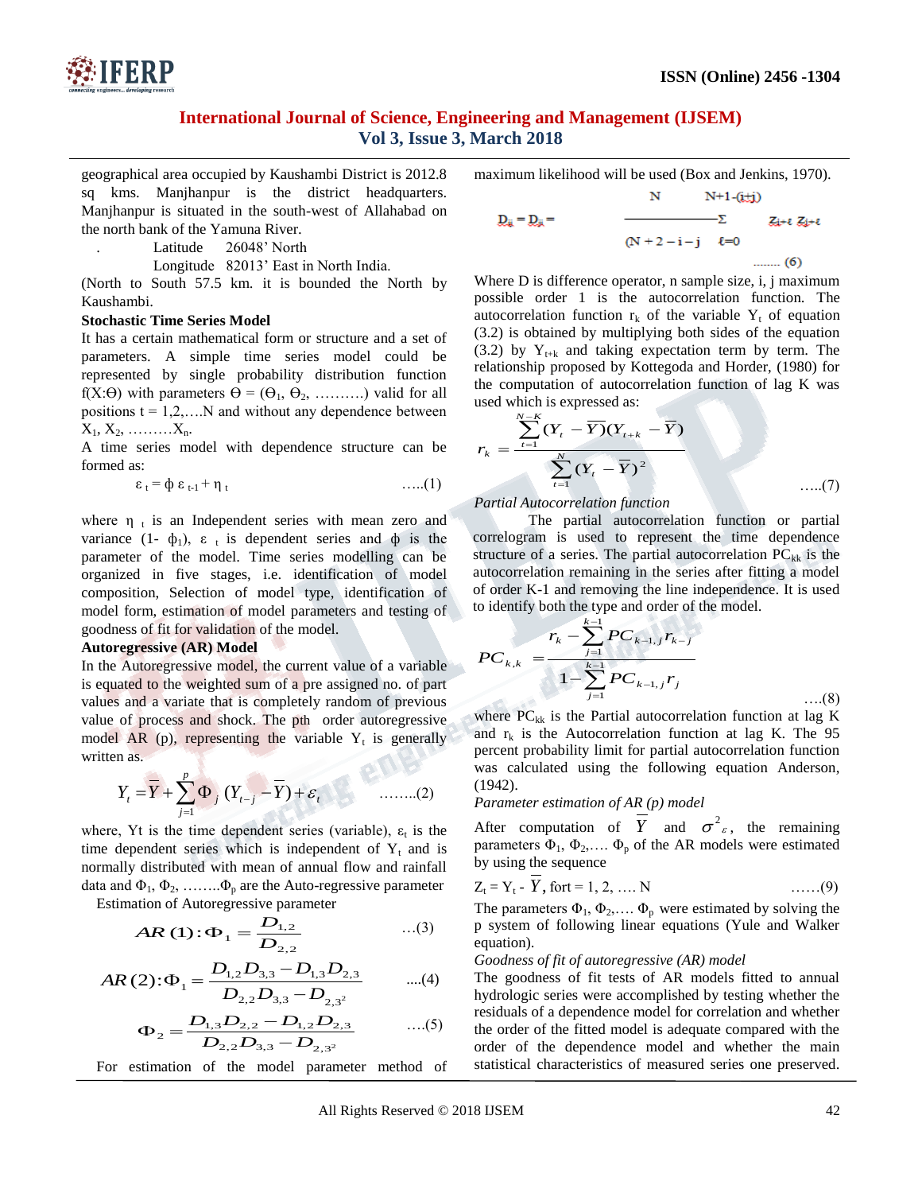geographical area occupied by Kaushambi District is 2012.8 sq kms. Manjhanpur is the district headquarters. Manjhanpur is situated in the south-west of Allahabad on the north bank of the Yamuna River.

. Latitude 26048' North

Longitude 82013' East in North India.

(North to South 57.5 km. it is bounded the North by Kaushambi.

**Stochastic Time Series Model**

It has a certain mathematical form or structure and a set of parameters. A simple time series model could be represented by single probability distribution function f(X:Θ) with parameters $\Theta = (\Theta_1, \Theta_2, \ldots\ldots\ldots\ldots)$ valid for all positions t = 1,2,….N and without any dependence between $X_1, X_2, \ldots\ldots\ldots X_n$.

A time series model with dependence structure can be formed as:

$$\varepsilon_t = \phi\, \varepsilon_{t-1} + \eta_t \qquad \ldots..(1)$$

where $\eta_t$ is an Independent series with mean zero and variance (1- $\phi_1$), $\varepsilon_t$ is dependent series and $\phi$ is the parameter of the model. Time series modelling can be organized in five stages, i.e. identification of model composition, Selection of model type, identification of model form, estimation of model parameters and testing of goodness of fit for validation of the model.

**Autoregressive (AR) Model**

In the Autoregressive model, the current value of a variable is equated to the weighted sum of a pre assigned no. of part values and a variate that is completely random of previous value of process and shock. The pth order autoregressive model AR (p), representing the variable $Y_t$ is generally written as.

$$Y_t = \overline{Y} + \sum_{j=1}^{p} \Phi_j \,(Y_{t-j} - \overline{Y}) + \varepsilon_t \qquad \ldots\ldots..(2)$$

where, Yt is the time dependent series (variable), $\varepsilon_t$ is the time dependent series which is independent of $Y_t$ and is normally distributed with mean of annual flow and rainfall data and $\Phi_1, \Phi_2, \ldots\ldots..\Phi_p$ are the Auto-regressive parameter

Estimation of Autoregressive parameter

$$AR\,(1): \Phi_1 = \frac{D_{1,2}}{D_{2,2}} \qquad \ldots(3)$$

$$AR\,(2): \Phi_1 = \frac{D_{1,2}D_{3,3} - D_{1,3}D_{2,3}}{D_{2,2}D_{3,3} - D_{2,3^2}} \qquad \ldots.(4)$$

$$\Phi_2 = \frac{D_{1,3}D_{2,2} - D_{1,2}D_{2,3}}{D_{2,2}D_{3,3} - D_{2,3^2}} \qquad \ldots.(5)$$

For estimation of the model parameter method of maximum likelihood will be used (Box and Jenkins, 1970).

$$D_{ij} = D_{ji} = \frac{N}{(N+2-i-j} \sum_{\ell=0}^{N+1-(i+j)} Z_{i+\ell}\, Z_{j+\ell} \qquad \ldots\ldots\ (6)$$

Where D is difference operator, n sample size, i, j maximum possible order 1 is the autocorrelation function. The autocorrelation function $r_k$ of the variable $Y_t$ of equation (3.2) is obtained by multiplying both sides of the equation (3.2) by $Y_{t+k}$ and taking expectation term by term. The relationship proposed by Kottegoda and Horder, (1980) for the computation of autocorrelation function of lag K was used which is expressed as:

$$r_k = \frac{\sum_{t=1}^{N-K} (Y_t - \overline{Y})(Y_{t+k} - \overline{Y})}{\sum_{t=1}^{N} (Y_t - \overline{Y})^2} \qquad \ldots..(7)$$

*Partial Autocorrelation function*

The partial autocorrelation function or partial correlogram is used to represent the time dependence structure of a series. The partial autocorrelation $PC_{kk}$ is the autocorrelation remaining in the series after fitting a model of order K-1 and removing the line independence. It is used to identify both the type and order of the model.

$$PC_{k,k} = \frac{r_k - \sum_{j=1}^{k-1} PC_{k-1,j}\, r_{k-j}}{1 - \sum_{j=1}^{k-1} PC_{k-1,j}\, r_j} \qquad \ldots.(8)$$

where $PC_{kk}$ is the Partial autocorrelation function at lag K and $r_k$ is the Autocorrelation function at lag K. The 95 percent probability limit for partial autocorrelation function was calculated using the following equation Anderson, (1942).

*Parameter estimation of AR (p) model*

After computation of $\overline{Y}$ and $\sigma^2_\varepsilon$, the remaining parameters $\Phi_1, \Phi_2, \ldots.\ \Phi_p$ of the AR models were estimated by using the sequence

$$Z_t = Y_t - \overline{Y}, \text{ for } t = 1, 2, \ldots.\ N \qquad \ldots\ldots(9)$$

The parameters $\Phi_1, \Phi_2, \ldots.\ \Phi_p$ were estimated by solving the p system of following linear equations (Yule and Walker equation).

*Goodness of fit of autoregressive (AR) model*

The goodness of fit tests of AR models fitted to annual hydrologic series were accomplished by testing whether the residuals of a dependence model for correlation and whether the order of the fitted model is adequate compared with the order of the dependence model and whether the main statistical characteristics of measured series one preserved.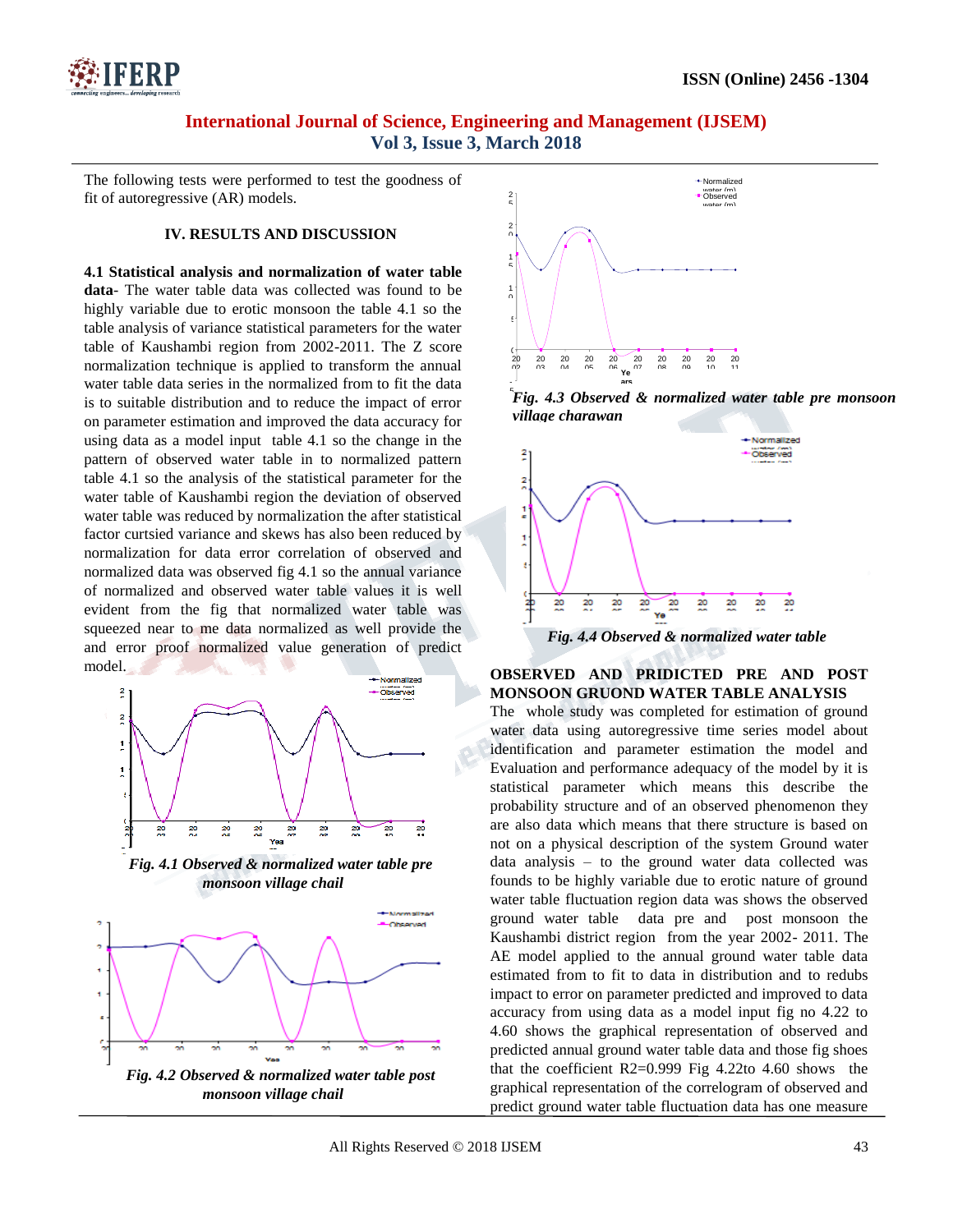The following tests were performed to test the goodness of fit of autoregressive (AR) models.

## IV. RESULTS AND DISCUSSION

**4.1 Statistical analysis and normalization of water table data**- The water table data was collected was found to be highly variable due to erotic monsoon the table 4.1 so the table analysis of variance statistical parameters for the water table of Kaushambi region from 2002-2011. The Z score normalization technique is applied to transform the annual water table data series in the normalized from to fit the data is to suitable distribution and to reduce the impact of error on parameter estimation and improved the data accuracy for using data as a model input table 4.1 so the change in the pattern of observed water table in to normalized pattern table 4.1 so the analysis of the statistical parameter for the water table of Kaushambi region the deviation of observed water table was reduced by normalization the after statistical factor curtsied variance and skews has also been reduced by normalization for data error correlation of observed and normalized data was observed fig 4.1 so the annual variance of normalized and observed water table values it is well evident from the fig that normalized water table was squeezed near to me data normalized as well provide the and error proof normalized value generation of predict model.

*Fig. 4.1 Observed & normalized water table pre monsoon village chail*

*Fig. 4.2 Observed & normalized water table post monsoon village chail*

*Fig. 4.3 Observed & normalized water table pre monsoon village charawan*

*Fig. 4.4 Observed & normalized water table*

**OBSERVED AND PRIDICTED PRE AND POST MONSOON GRUOND WATER TABLE ANALYSIS**

The whole study was completed for estimation of ground water data using autoregressive time series model about identification and parameter estimation the model and Evaluation and performance adequacy of the model by it is statistical parameter which means this describe the probability structure and of an observed phenomenon they are also data which means that there structure is based on not on a physical description of the system Ground water data analysis – to the ground water data collected was founds to be highly variable due to erotic nature of ground water table fluctuation region data was shows the observed ground water table data pre and post monsoon the Kaushambi district region from the year 2002- 2011. The AE model applied to the annual ground water table data estimated from to fit to data in distribution and to redubs impact to error on parameter predicted and improved to data accuracy from using data as a model input fig no 4.22 to 4.60 shows the graphical representation of observed and predicted annual ground water table data and those fig shoes that the coefficient R2=0.999 Fig 4.22to 4.60 shows the graphical representation of the correlogram of observed and predict ground water table fluctuation data has one measure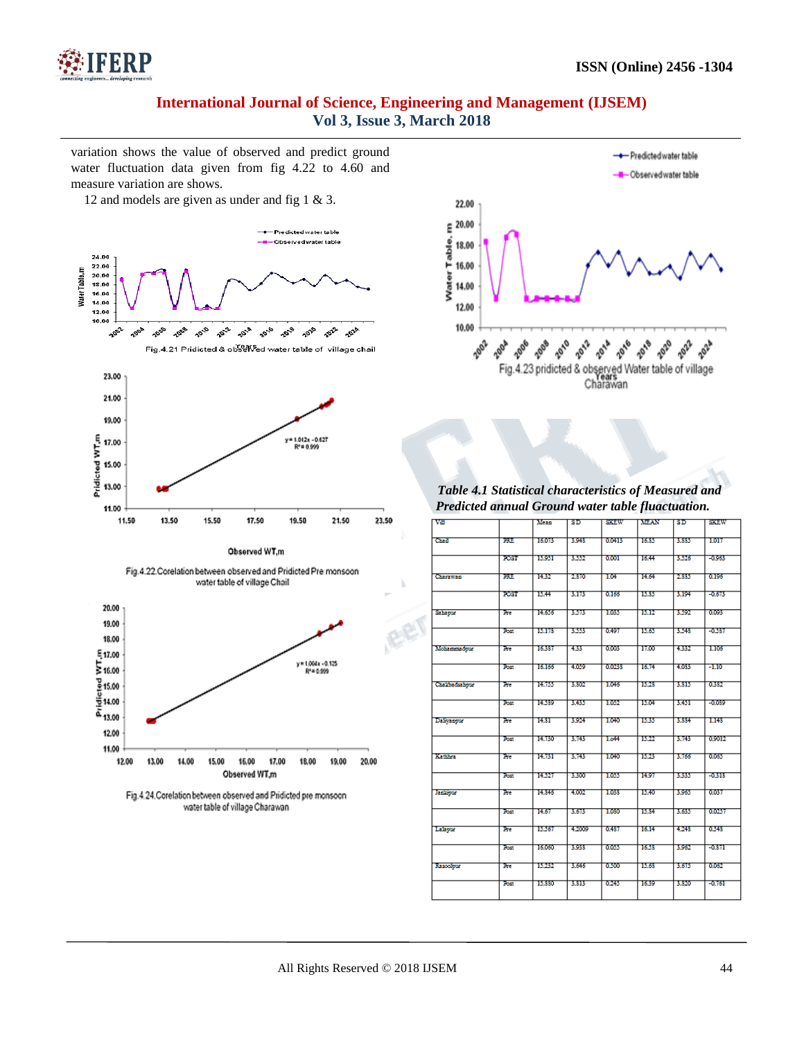variation shows the value of observed and predict ground water fluctuation data given from fig 4.22 to 4.60 and measure variation are shows.

12 and models are given as under and fig 1 & 3.

Fig.4.21 Pridicted & observed water table of village chail

Fig.4.22.Corelation between observed and Pridicted Pre monsoon water table of village Chail

Fig.4.24.Corelation between observed and Pridicted pre monsoon water table of village Charawan

Fig.4.23 pridicted & observed Water table of village Charawan

*Table 4.1 Statistical characteristics of Measured and Predicted annual Ground water table fluactuation.*

| Vill | | Mean | SD | SKEW | MEAN | SD | SKEW |
|---|---|---|---|---|---|---|---|
| Chail | PRE | 16.073 | 3.948 | 0.0413 | 16.83 | 3.883 | 1.017 |
| | POST | 15.951 | 3.552 | 0.001 | 16.44 | 3.526 | -0.963 |
| Charawan | PRE | 14.32 | 2.870 | 1.04 | 14.64 | 2.885 | 0.196 |
| | POST | 15.44 | 3.175 | 0.166 | 15.85 | 3.194 | -0.673 |
| Sahapur | Pre | 14.656 | 3.573 | 1.035 | 15.12 | 3.592 | 0.095 |
| | Post | 15.178 | 3.553 | 0.497 | 15.65 | 3.548 | -0.587 |
| Mohammadpur | Pre | 16.387 | 4.35 | 0.005 | 17.00 | 4.332 | 1.106 |
| | Post | 16.166 | 4.059 | 0.0238 | 16.74 | 4.083 | -1.10 |
| Chakbadsahpur | Pre | 14.755 | 3.802 | 1.046 | 15.28 | 3.815 | 0.352 |
| | Post | 14.589 | 3.435 | 1.052 | 15.04 | 3.451 | -0.089 |
| Daliyanpur | Pre | 14.81 | 3.924 | 1.040 | 15.35 | 3.854 | 1.148 |
| | Post | 14.730 | 3.743 | 1.644 | 15.22 | 3.743 | 0.9012 |
| Kathhra | Pre | 14.731 | 3.743 | 1.040 | 15.25 | 3.766 | 0.065 |
| | Post | 14.527 | 3.300 | 1.055 | 14.97 | 3.335 | -0.318 |
| Janipur | Pre | 14.846 | 4.002 | 1.035 | 15.40 | 3.963 | 0.037 |
| | Post | 14.67 | 3.673 | 1.080 | 15.34 | 3.635 | 0.0257 |
| Lalapur | Pre | 15.567 | 4.2009 | 0.487 | 16.14 | 4.248 | 0.548 |
| | Post | 16.060 | 3.938 | 0.055 | 16.58 | 3.962 | -0.371 |
| Rasoolpur | Pre | 15.232 | 3.646 | 0.300 | 15.68 | 3.673 | 0.062 |
| | Post | 15.880 | 3.313 | 0.245 | 16.39 | 3.320 | -0.761 |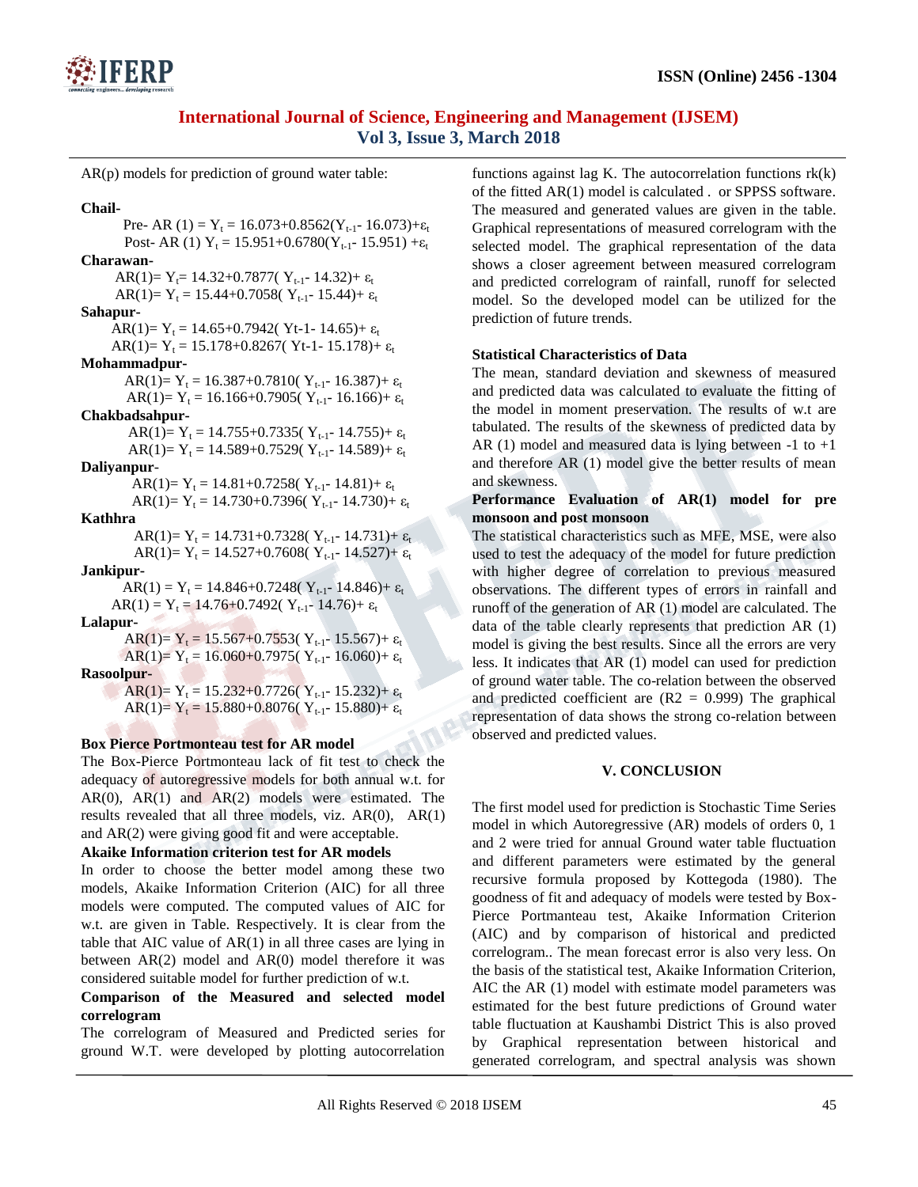AR(p) models for prediction of ground water table:

**Chail-**

Pre- AR (1) = $Y_t = 16.073+0.8562(Y_{t-1}- 16.073)+\varepsilon_t$

Post- AR (1) $Y_t = 15.951+0.6780(Y_{t-1}- 15.951) +\varepsilon_t$

**Charawan-**

AR(1)= $Y_t$= $14.32+0.7877( Y_{t-1}- 14.32)+ \varepsilon_t$

AR(1)= $Y_t = 15.44+0.7058( Y_{t-1}- 15.44)+ \varepsilon_t$

**Sahapur-**

AR(1)= $Y_t = 14.65+0.7942( Yt-1- 14.65)+ \varepsilon_t$

AR(1)= $Y_t = 15.178+0.8267( Yt-1- 15.178)+ \varepsilon_t$

**Mohammadpur-**

AR(1)= $Y_t = 16.387+0.7810( Y_{t-1}- 16.387)+ \varepsilon_t$

AR(1)= $Y_t = 16.166+0.7905( Y_{t-1}- 16.166)+ \varepsilon_t$

**Chakbadsahpur-**

AR(1)= $Y_t = 14.755+0.7335( Y_{t-1}- 14.755)+ \varepsilon_t$

AR(1)= $Y_t = 14.589+0.7529( Y_{t-1}- 14.589)+ \varepsilon_t$

**Daliyanpur-**

AR(1)= $Y_t = 14.81+0.7258( Y_{t-1}- 14.81)+ \varepsilon_t$

AR(1)= $Y_t = 14.730+0.7396( Y_{t-1}- 14.730)+ \varepsilon_t$

**Kathhra**

AR(1)= $Y_t = 14.731+0.7328( Y_{t-1}- 14.731)+ \varepsilon_t$

AR(1)= $Y_t = 14.527+0.7608( Y_{t-1}- 14.527)+ \varepsilon_t$

**Jankipur-**

AR(1) = $Y_t = 14.846+0.7248( Y_{t-1}- 14.846)+ \varepsilon_t$

AR(1) = $Y_t = 14.76+0.7492( Y_{t-1}- 14.76)+ \varepsilon_t$

**Lalapur-**

AR(1)= $Y_t = 15.567+0.7553( Y_{t-1}- 15.567)+ \varepsilon_t$

AR(1)= $Y_t = 16.060+0.7975( Y_{t-1}- 16.060)+ \varepsilon_t$

**Rasoolpur-**

AR(1)= $Y_t = 15.232+0.7726( Y_{t-1}- 15.232)+ \varepsilon_t$

AR(1)= $Y_t = 15.880+0.8076( Y_{t-1}- 15.880)+ \varepsilon_t$

**Box Pierce Portmonteau test for AR model**

The Box-Pierce Portmonteau lack of fit test to check the adequacy of autoregressive models for both annual w.t. for AR(0), AR(1) and AR(2) models were estimated. The results revealed that all three models, viz. AR(0), AR(1) and AR(2) were giving good fit and were acceptable.

**Akaike Information criterion test for AR models**

In order to choose the better model among these two models, Akaike Information Criterion (AIC) for all three models were computed. The computed values of AIC for w.t. are given in Table. Respectively. It is clear from the table that AIC value of AR(1) in all three cases are lying in between AR(2) model and AR(0) model therefore it was considered suitable model for further prediction of w.t.

**Comparison of the Measured and selected model correlogram**

The correlogram of Measured and Predicted series for ground W.T. were developed by plotting autocorrelation functions against lag K. The autocorrelation functions rk(k) of the fitted AR(1) model is calculated . or SPPSS software. The measured and generated values are given in the table. Graphical representations of measured correlogram with the selected model. The graphical representation of the data shows a closer agreement between measured correlogram and predicted correlogram of rainfall, runoff for selected model. So the developed model can be utilized for the prediction of future trends.

**Statistical Characteristics of Data**

The mean, standard deviation and skewness of measured and predicted data was calculated to evaluate the fitting of the model in moment preservation. The results of w.t are tabulated. The results of the skewness of predicted data by AR (1) model and measured data is lying between -1 to +1 and therefore AR (1) model give the better results of mean and skewness.

**Performance Evaluation of AR(1) model for pre monsoon and post monsoon**

The statistical characteristics such as MFE, MSE, were also used to test the adequacy of the model for future prediction with higher degree of correlation to previous measured observations. The different types of errors in rainfall and runoff of the generation of AR (1) model are calculated. The data of the table clearly represents that prediction AR (1) model is giving the best results. Since all the errors are very less. It indicates that AR (1) model can used for prediction of ground water table. The co-relation between the observed and predicted coefficient are ($R2 = 0.999$) The graphical representation of data shows the strong co-relation between observed and predicted values.

## V. CONCLUSION

The first model used for prediction is Stochastic Time Series model in which Autoregressive (AR) models of orders 0, 1 and 2 were tried for annual Ground water table fluctuation and different parameters were estimated by the general recursive formula proposed by Kottegoda (1980). The goodness of fit and adequacy of models were tested by Box-Pierce Portmanteau test, Akaike Information Criterion (AIC) and by comparison of historical and predicted correlogram.. The mean forecast error is also very less. On the basis of the statistical test, Akaike Information Criterion, AIC the AR (1) model with estimate model parameters was estimated for the best future predictions of Ground water table fluctuation at Kaushambi District This is also proved by Graphical representation between historical and generated correlogram, and spectral analysis was shown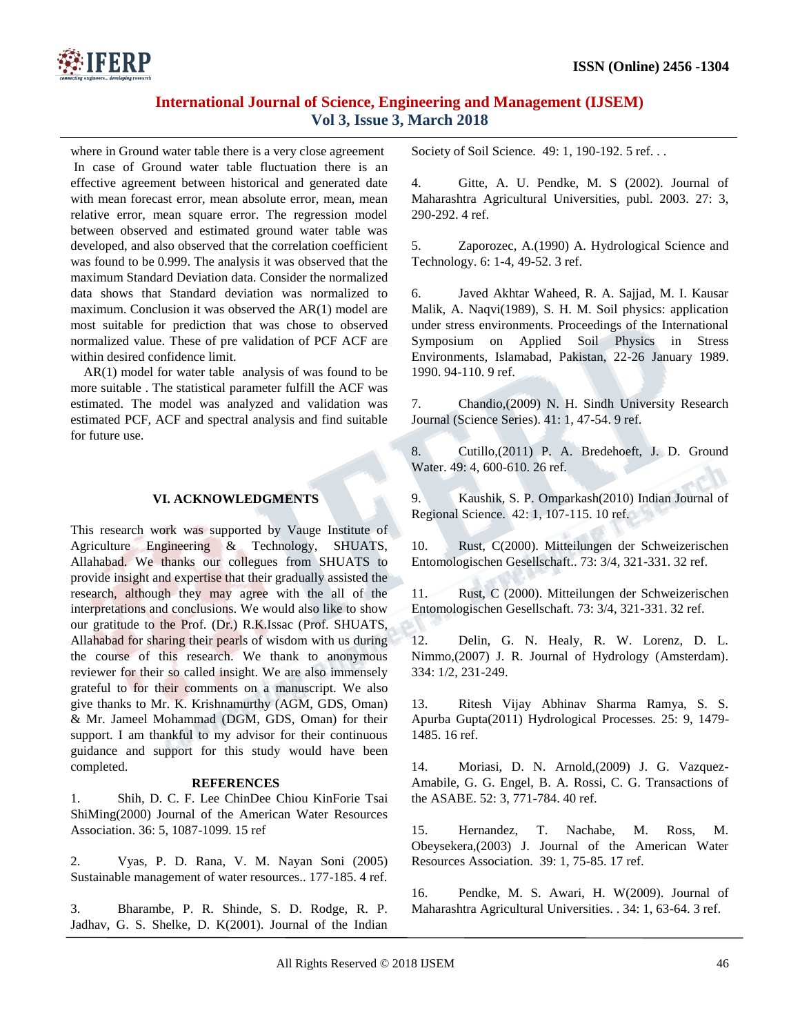where in Ground water table there is a very close agreement In case of Ground water table fluctuation there is an effective agreement between historical and generated date with mean forecast error, mean absolute error, mean, mean relative error, mean square error. The regression model between observed and estimated ground water table was developed, and also observed that the correlation coefficient was found to be 0.999. The analysis it was observed that the maximum Standard Deviation data. Consider the normalized data shows that Standard deviation was normalized to maximum. Conclusion it was observed the AR(1) model are most suitable for prediction that was chose to observed normalized value. These of pre validation of PCF ACF are within desired confidence limit.

AR(1) model for water table analysis of was found to be more suitable . The statistical parameter fulfill the ACF was estimated. The model was analyzed and validation was estimated PCF, ACF and spectral analysis and find suitable for future use.

## VI. ACKNOWLEDGMENTS

This research work was supported by Vauge Institute of Agriculture Engineering & Technology, SHUATS, Allahabad. We thanks our collegues from SHUATS to provide insight and expertise that their gradually assisted the research, although they may agree with the all of the interpretations and conclusions. We would also like to show our gratitude to the Prof. (Dr.) R.K.Issac (Prof. SHUATS, Allahabad for sharing their pearls of wisdom with us during the course of this research. We thank to anonymous reviewer for their so called insight. We are also immensely grateful to for their comments on a manuscript. We also give thanks to Mr. K. Krishnamurthy (AGM, GDS, Oman) & Mr. Jameel Mohammad (DGM, GDS, Oman) for their support. I am thankful to my advisor for their continuous guidance and support for this study would have been completed.

## REFERENCES

1. Shih, D. C. F. Lee ChinDee Chiou KinForie Tsai ShiMing(2000) Journal of the American Water Resources Association. 36: 5, 1087-1099. 15 ref

2. Vyas, P. D. Rana, V. M. Nayan Soni (2005) Sustainable management of water resources.. 177-185. 4 ref.

3. Bharambe, P. R. Shinde, S. D. Rodge, R. P. Jadhav, G. S. Shelke, D. K(2001). Journal of the Indian Society of Soil Science. 49: 1, 190-192. 5 ref. . .

4. Gitte, A. U. Pendke, M. S (2002). Journal of Maharashtra Agricultural Universities, publ. 2003. 27: 3, 290-292. 4 ref.

5. Zaporozec, A.(1990) A. Hydrological Science and Technology. 6: 1-4, 49-52. 3 ref.

6. Javed Akhtar Waheed, R. A. Sajjad, M. I. Kausar Malik, A. Naqvi(1989), S. H. M. Soil physics: application under stress environments. Proceedings of the International Symposium on Applied Soil Physics in Stress Environments, Islamabad, Pakistan, 22-26 January 1989. 1990. 94-110. 9 ref.

7. Chandio,(2009) N. H. Sindh University Research Journal (Science Series). 41: 1, 47-54. 9 ref.

8. Cutillo,(2011) P. A. Bredehoeft, J. D. Ground Water. 49: 4, 600-610. 26 ref.

9. Kaushik, S. P. Omparkash(2010) Indian Journal of Regional Science. 42: 1, 107-115. 10 ref.

10. Rust, C(2000). Mitteilungen der Schweizerischen Entomologischen Gesellschaft.. 73: 3/4, 321-331. 32 ref.

11. Rust, C (2000). Mitteilungen der Schweizerischen Entomologischen Gesellschaft. 73: 3/4, 321-331. 32 ref.

12. Delin, G. N. Healy, R. W. Lorenz, D. L. Nimmo,(2007) J. R. Journal of Hydrology (Amsterdam). 334: 1/2, 231-249.

13. Ritesh Vijay Abhinav Sharma Ramya, S. S. Apurba Gupta(2011) Hydrological Processes. 25: 9, 1479-1485. 16 ref.

14. Moriasi, D. N. Arnold,(2009) J. G. Vazquez-Amabile, G. G. Engel, B. A. Rossi, C. G. Transactions of the ASABE. 52: 3, 771-784. 40 ref.

15. Hernandez, T. Nachabe, M. Ross, M. Obeysekera,(2003) J. Journal of the American Water Resources Association. 39: 1, 75-85. 17 ref.

16. Pendke, M. S. Awari, H. W(2009). Journal of Maharashtra Agricultural Universities. . 34: 1, 63-64. 3 ref.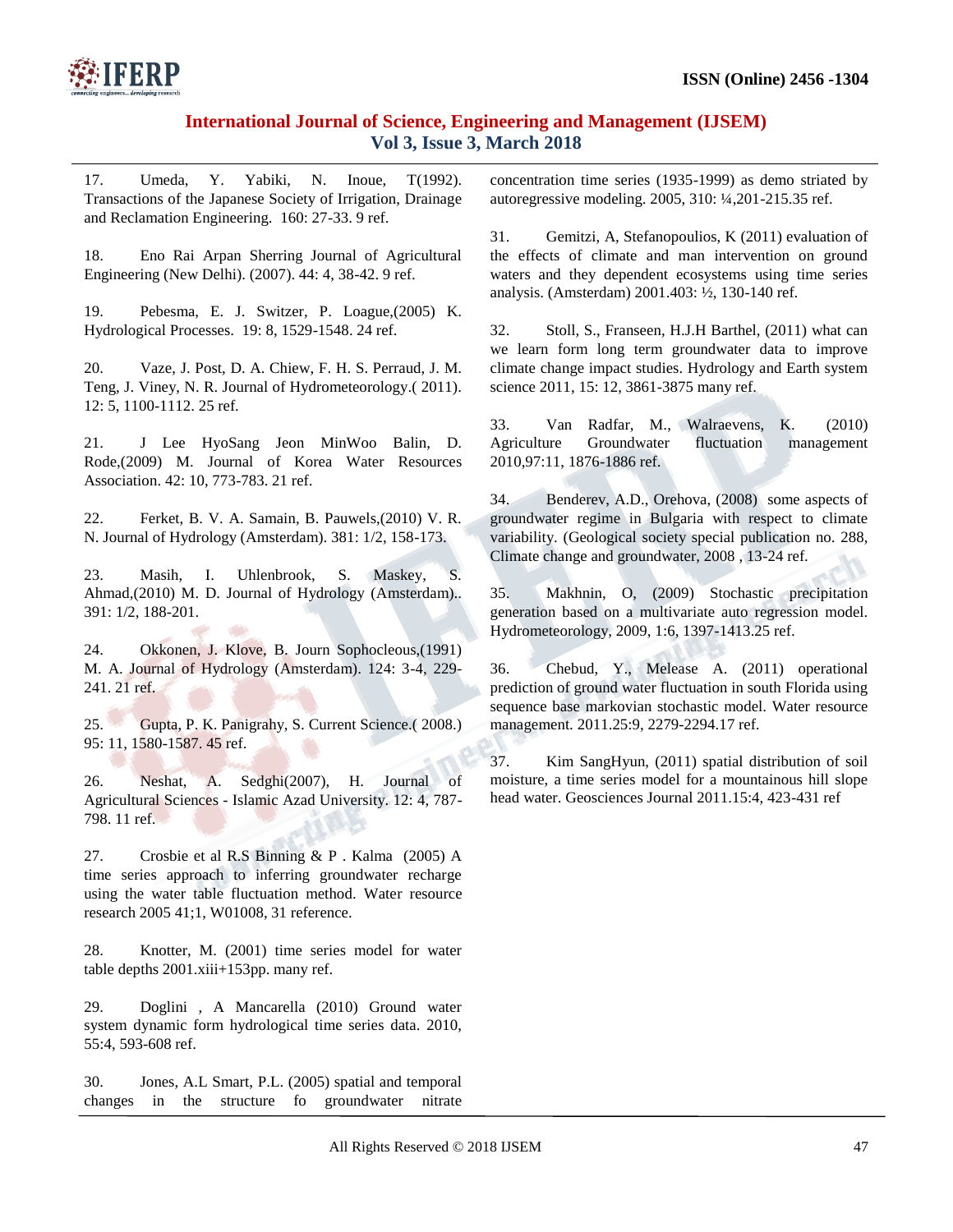17. Umeda, Y. Yabiki, N. Inoue, T(1992). Transactions of the Japanese Society of Irrigation, Drainage and Reclamation Engineering. 160: 27-33. 9 ref.

18. Eno Rai Arpan Sherring Journal of Agricultural Engineering (New Delhi). (2007). 44: 4, 38-42. 9 ref.

19. Pebesma, E. J. Switzer, P. Loague,(2005) K. Hydrological Processes. 19: 8, 1529-1548. 24 ref.

20. Vaze, J. Post, D. A. Chiew, F. H. S. Perraud, J. M. Teng, J. Viney, N. R. Journal of Hydrometeorology.( 2011). 12: 5, 1100-1112. 25 ref.

21. J Lee HyoSang Jeon MinWoo Balin, D. Rode,(2009) M. Journal of Korea Water Resources Association. 42: 10, 773-783. 21 ref.

22. Ferket, B. V. A. Samain, B. Pauwels,(2010) V. R. N. Journal of Hydrology (Amsterdam). 381: 1/2, 158-173.

23. Masih, I. Uhlenbrook, S. Maskey, S. Ahmad,(2010) M. D. Journal of Hydrology (Amsterdam).. 391: 1/2, 188-201.

24. Okkonen, J. Klove, B. Journ Sophocleous,(1991) M. A. Journal of Hydrology (Amsterdam). 124: 3-4, 229-241. 21 ref.

25. Gupta, P. K. Panigrahy, S. Current Science.( 2008.) 95: 11, 1580-1587. 45 ref.

26. Neshat, A. Sedghi(2007), H. Journal of Agricultural Sciences - Islamic Azad University. 12: 4, 787-798. 11 ref.

27. Crosbie et al R.S Binning & P . Kalma (2005) A time series approach to inferring groundwater recharge using the water table fluctuation method. Water resource research 2005 41;1, W01008, 31 reference.

28. Knotter, M. (2001) time series model for water table depths 2001.xiii+153pp. many ref.

29. Doglini , A Mancarella (2010) Ground water system dynamic form hydrological time series data. 2010, 55:4, 593-608 ref.

30. Jones, A.L Smart, P.L. (2005) spatial and temporal changes in the structure fo groundwater nitrate concentration time series (1935-1999) as demo striated by autoregressive modeling. 2005, 310: ¼,201-215.35 ref.

31. Gemitzi, A, Stefanopoulios, K (2011) evaluation of the effects of climate and man intervention on ground waters and they dependent ecosystems using time series analysis. (Amsterdam) 2001.403: ½, 130-140 ref.

32. Stoll, S., Franseen, H.J.H Barthel, (2011) what can we learn form long term groundwater data to improve climate change impact studies. Hydrology and Earth system science 2011, 15: 12, 3861-3875 many ref.

33. Van Radfar, M., Walraevens, K. (2010) Agriculture Groundwater fluctuation management 2010,97:11, 1876-1886 ref.

34. Benderev, A.D., Orehova, (2008) some aspects of groundwater regime in Bulgaria with respect to climate variability. (Geological society special publication no. 288, Climate change and groundwater, 2008 , 13-24 ref.

35. Makhnin, O, (2009) Stochastic precipitation generation based on a multivariate auto regression model. Hydrometeorology, 2009, 1:6, 1397-1413.25 ref.

36. Chebud, Y., Melease A. (2011) operational prediction of ground water fluctuation in south Florida using sequence base markovian stochastic model. Water resource management. 2011.25:9, 2279-2294.17 ref.

37. Kim SangHyun, (2011) spatial distribution of soil moisture, a time series model for a mountainous hill slope head water. Geosciences Journal 2011.15:4, 423-431 ref